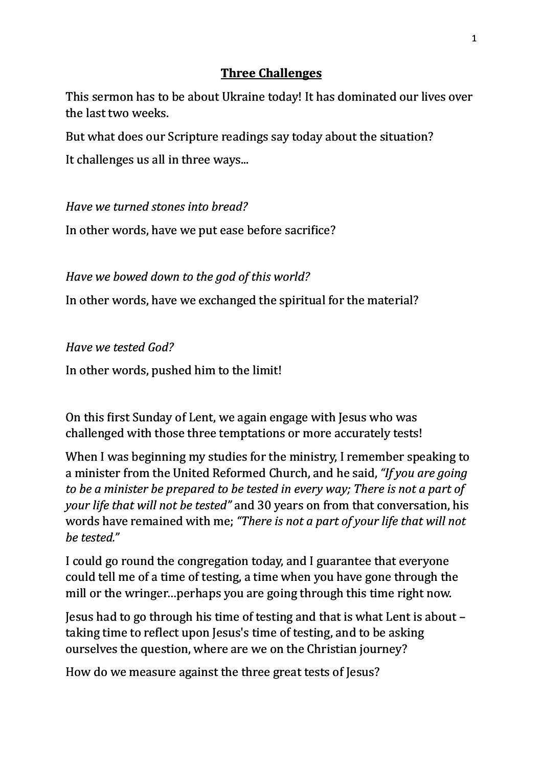# **Three Challenges**

This sermon has to be about Ukraine today! It has dominated our lives over the last two weeks.

But what does our Scripture readings say today about the situation?

It challenges us all in three ways...

*Have we turned stones into bread?*

In other words, have we put ease before sacrifice?

*Have we bowed down to the god of this world?*

In other words, have we exchanged the spiritual for the material?

*Have we tested God?*

In other words, pushed him to the limit!

On this first Sunday of Lent, we again engage with Jesus who was challenged with those three temptations or more accurately tests!

When I was beginning my studies for the ministry, I remember speaking to a minister from the United Reformed Church, and he said, *"If you are going to be a minister be prepared to be tested in every way; There is not a part of your life that will not be tested"* and 30 years on from that conversation, his words have remained with me; *"There is not a part of your life that will not be tested."*

I could go round the congregation today, and I guarantee that everyone could tell me of a time of testing, a time when you have gone through the mill or the wringer…perhaps you are going through this time right now.

Jesus had to go through his time of testing and that is what Lent is about – taking time to reflect upon Jesus's time of testing, and to be asking ourselves the question, where are we on the Christian journey?

How do we measure against the three great tests of Jesus?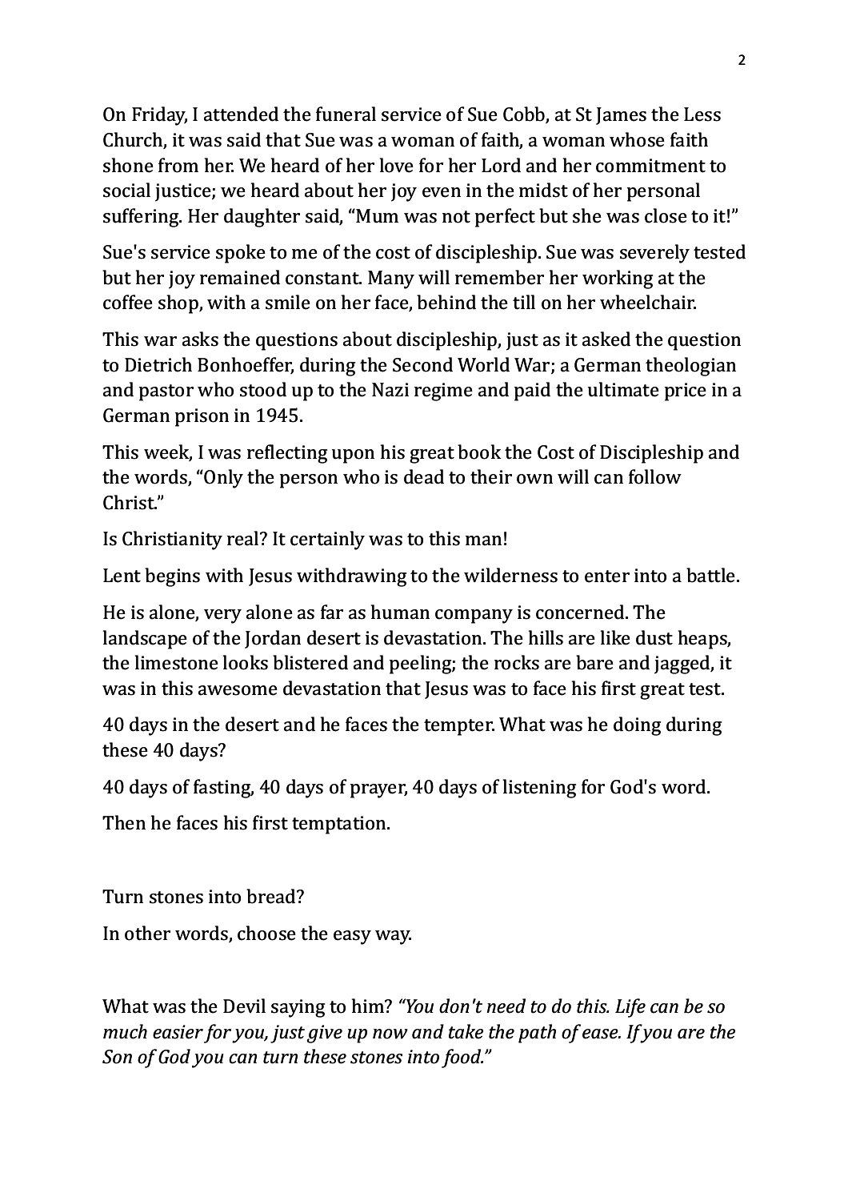On Friday, I attended the funeral service of Sue Cobb, at St James the Less Church, it was said that Sue was a woman of faith, a woman whose faith shone from her. We heard of her love for her Lord and her commitment to social justice; we heard about her joy even in the midst of her personal suffering. Her daughter said, "Mum was not perfect but she was close to it!"

Sue's service spoke to me of the cost of discipleship. Sue was severely tested but her joy remained constant. Many will remember her working at the coffee shop, with a smile on her face, behind the till on her wheelchair.

This war asks the questions about discipleship, just as it asked the question to Dietrich Bonhoeffer, during the Second World War; a German theologian and pastor who stood up to the Nazi regime and paid the ultimate price in a German prison in 1945.

This week, I was reflecting upon his great book the Cost of Discipleship and the words, "Only the person who is dead to their own will can follow Christ."

Is Christianity real? It certainly was to this man!

Lent begins with Jesus withdrawing to the wilderness to enter into a battle.

He is alone, very alone as far as human company is concerned. The landscape of the Jordan desert is devastation. The hills are like dust heaps, the limestone looks blistered and peeling; the rocks are bare and jagged, it was in this awesome devastation that Jesus was to face his first great test.

40 days in the desert and he faces the tempter. What was he doing during these 40 days?

40 days of fasting, 40 days of prayer, 40 days of listening for God's word.

Then he faces his first temptation.

Turn stones into bread?

In other words, choose the easy way.

What was the Devil saying to him? *"You don't need to do this. Life can be so much easier for you, just give up now and take the path of ease. If you are the Son of God you can turn these stones into food."*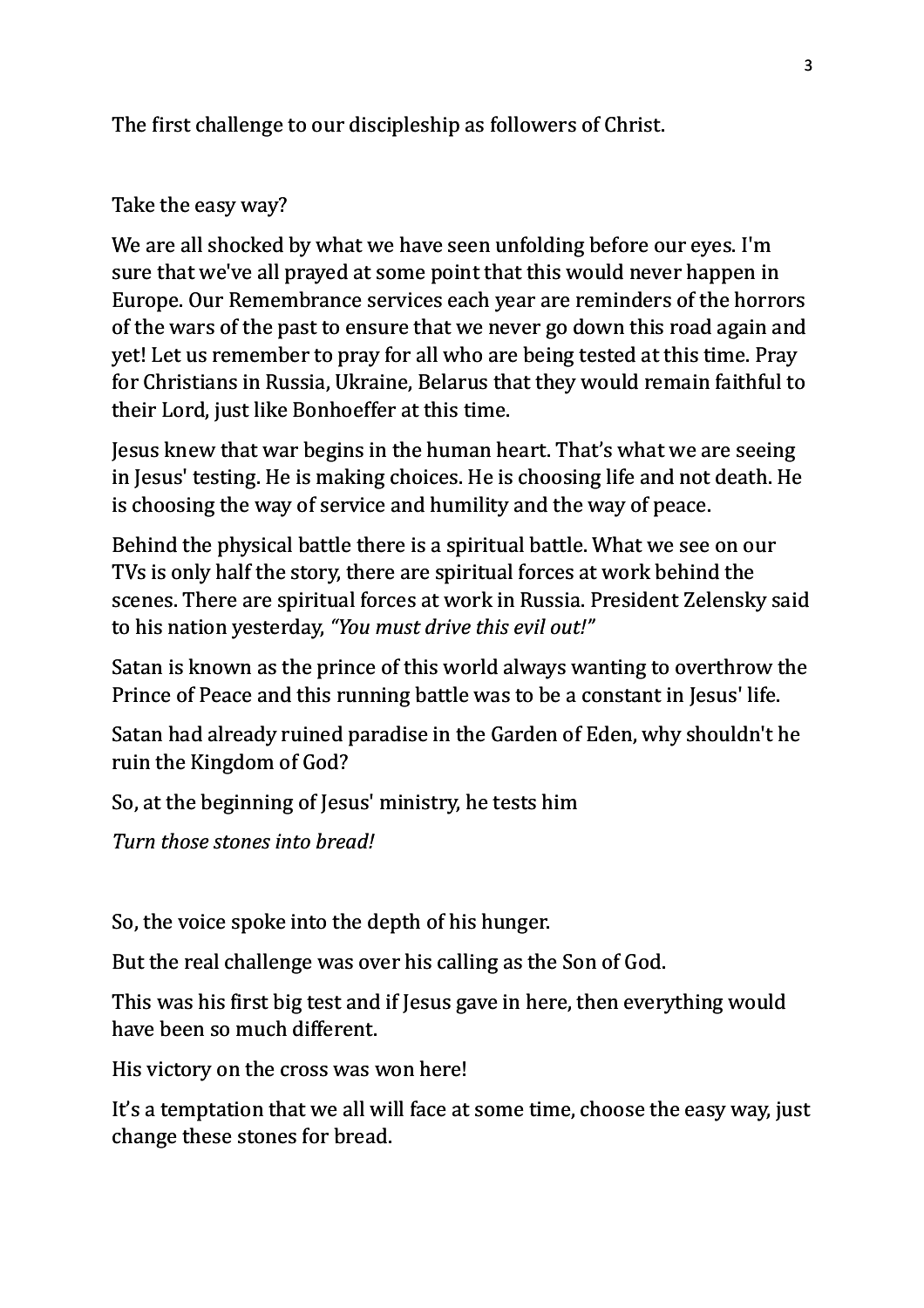The first challenge to our discipleship as followers of Christ.

Take the easy way?

We are all shocked by what we have seen unfolding before our eyes. I'm sure that we've all prayed at some point that this would never happen in Europe. Our Remembrance services each year are reminders of the horrors of the wars of the past to ensure that we never go down this road again and yet! Let us remember to pray for all who are being tested at this time. Pray for Christians in Russia, Ukraine, Belarus that they would remain faithful to their Lord, just like Bonhoeffer at this time.

Jesus knew that war begins in the human heart. That's what we are seeing in Jesus' testing. He is making choices. He is choosing life and not death. He is choosing the way of service and humility and the way of peace.

Behind the physical battle there is a spiritual battle. What we see on our TVs is only half the story, there are spiritual forces at work behind the scenes. There are spiritual forces at work in Russia. President Zelensky said to his nation yesterday, *"You must drive this evil out!"*

Satan is known as the prince of this world always wanting to overthrow the Prince of Peace and this running battle was to be a constant in Jesus' life.

Satan had already ruined paradise in the Garden of Eden, why shouldn't he ruin the Kingdom of God?

So, at the beginning of Jesus' ministry, he tests him

*Turn those stones into bread!*

So, the voice spoke into the depth of his hunger.

But the real challenge was over his calling as the Son of God.

This was his first big test and if Jesus gave in here, then everything would have been so much different.

His victory on the cross was won here!

It's a temptation that we all will face at some time, choose the easy way, just change these stones for bread.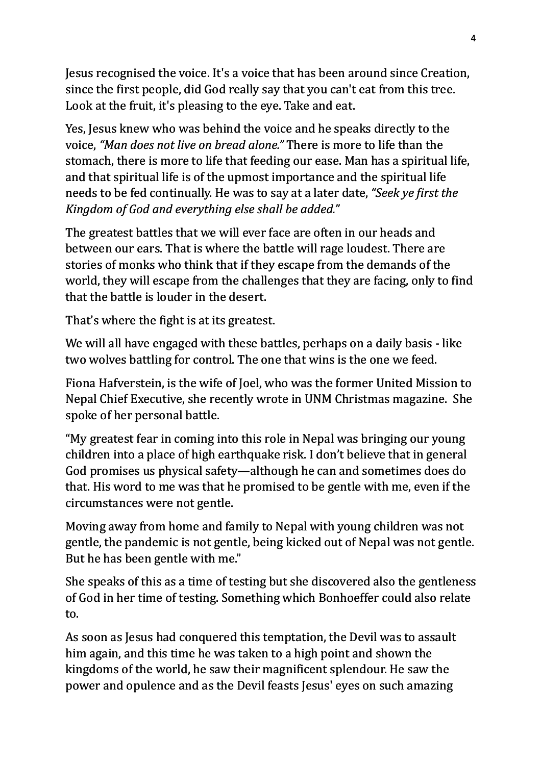Jesus recognised the voice. It's a voice that has been around since Creation, since the first people, did God really say that you can't eat from this tree. Look at the fruit, it's pleasing to the eye. Take and eat.

Yes, Jesus knew who was behind the voice and he speaks directly to the voice, *"Man does not live on bread alone."* There is more to life than the stomach, there is more to life that feeding our ease. Man has a spiritual life, and that spiritual life is of the upmost importance and the spiritual life needs to be fed continually. He was to say at a later date, *"Seek ye first the Kingdom of God and everything else shall be added."*

The greatest battles that we will ever face are often in our heads and between our ears. That is where the battle will rage loudest. There are stories of monks who think that if they escape from the demands of the world, they will escape from the challenges that they are facing, only to find that the battle is louder in the desert.

That's where the fight is at its greatest.

We will all have engaged with these battles, perhaps on a daily basis - like two wolves battling for control. The one that wins is the one we feed.

Fiona Hafverstein, is the wife of Joel, who was the former United Mission to Nepal Chief Executive, she recently wrote in UNM Christmas magazine. She spoke of her personal battle.

"My greatest fear in coming into this role in Nepal was bringing our young children into a place of high earthquake risk. I don't believe that in general God promises us physical safety—although he can and sometimes does do that. His word to me was that he promised to be gentle with me, even if the circumstances were not gentle.

Moving away from home and family to Nepal with young children was not gentle, the pandemic is not gentle, being kicked out of Nepal was not gentle. But he has been gentle with me."

She speaks of this as a time of testing but she discovered also the gentleness of God in her time of testing. Something which Bonhoeffer could also relate to.

As soon as Jesus had conquered this temptation, the Devil was to assault him again, and this time he was taken to a high point and shown the kingdoms of the world, he saw their magnificent splendour. He saw the power and opulence and as the Devil feasts Jesus' eyes on such amazing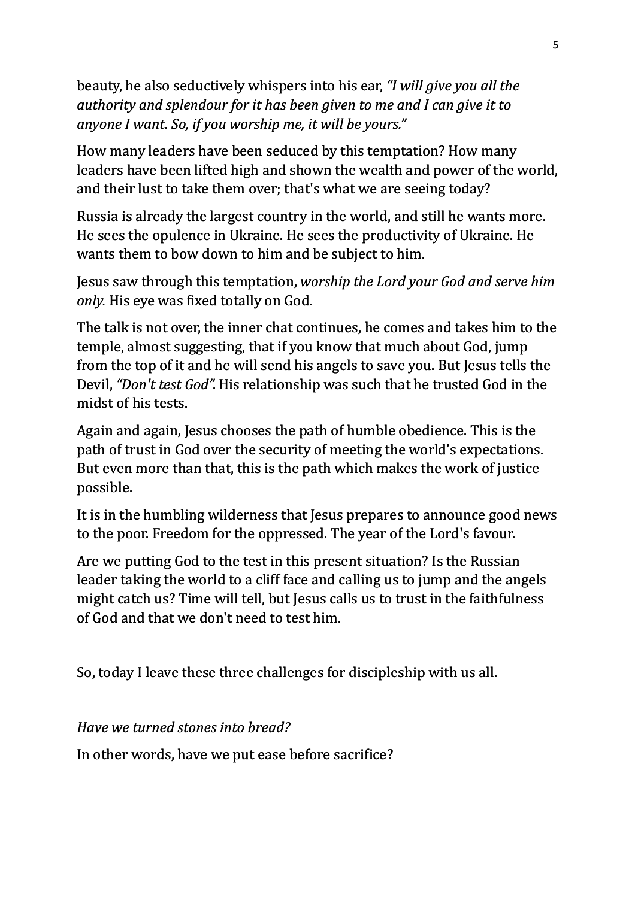beauty, he also seductively whispers into his ear, *"I will give you all the authority and splendour for it has been given to me and I can give it to anyone I want. So, if you worship me, it will be yours."*

How many leaders have been seduced by this temptation? How many leaders have been lifted high and shown the wealth and power of the world, and their lust to take them over; that's what we are seeing today?

Russia is already the largest country in the world, and still he wants more. He sees the opulence in Ukraine. He sees the productivity of Ukraine. He wants them to bow down to him and be subject to him.

Jesus saw through this temptation, *worship the Lord your God and serve him only.* His eye was fixed totally on God.

The talk is not over, the inner chat continues, he comes and takes him to the temple, almost suggesting, that if you know that much about God, jump from the top of it and he will send his angels to save you. But Jesus tells the Devil, *"Don't test God".* His relationship was such that he trusted God in the midst of his tests.

Again and again, Jesus chooses the path of humble obedience. This is the path of trust in God over the security of meeting the world's expectations. But even more than that, this is the path which makes the work of justice possible.

It is in the humbling wilderness that Jesus prepares to announce good news to the poor. Freedom for the oppressed. The year of the Lord's favour.

Are we putting God to the test in this present situation? Is the Russian leader taking the world to a cliff face and calling us to jump and the angels might catch us? Time will tell, but Jesus calls us to trust in the faithfulness of God and that we don't need to test him.

So, today I leave these three challenges for discipleship with us all.

*Have we turned stones into bread?*

In other words, have we put ease before sacrifice?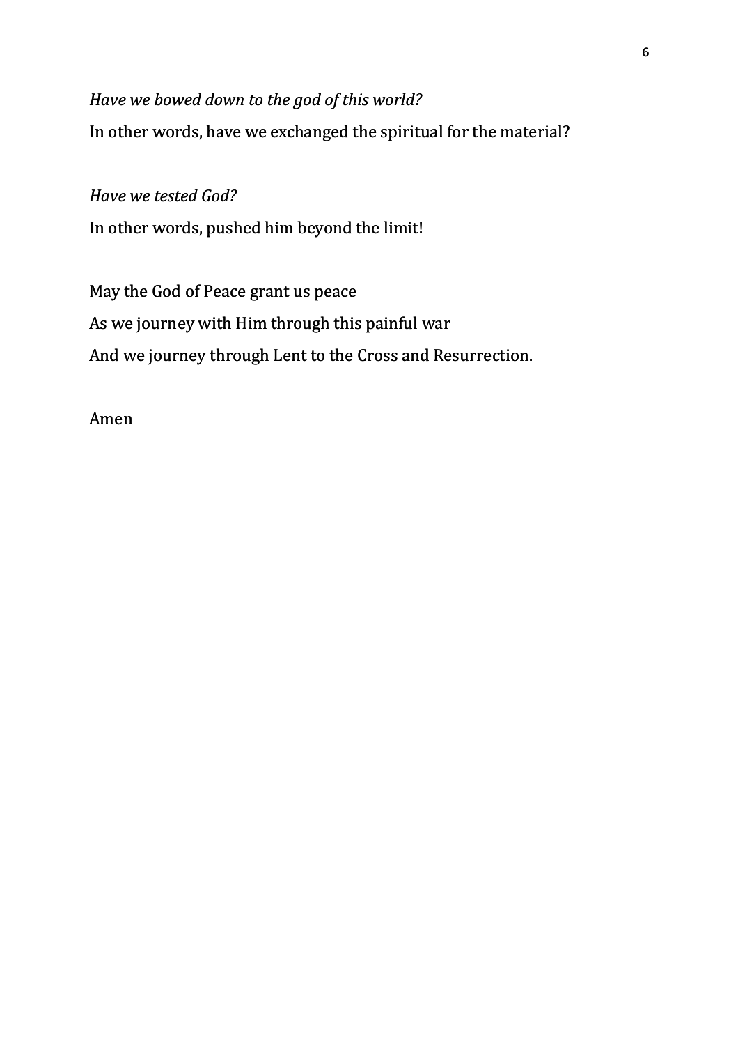*Have we bowed down to the god of this world?*

In other words, have we exchanged the spiritual for the material?

*Have we tested God?*

In other words, pushed him beyond the limit!

May the God of Peace grant us peace

As we journey with Him through this painful war

And we journey through Lent to the Cross and Resurrection.

Amen